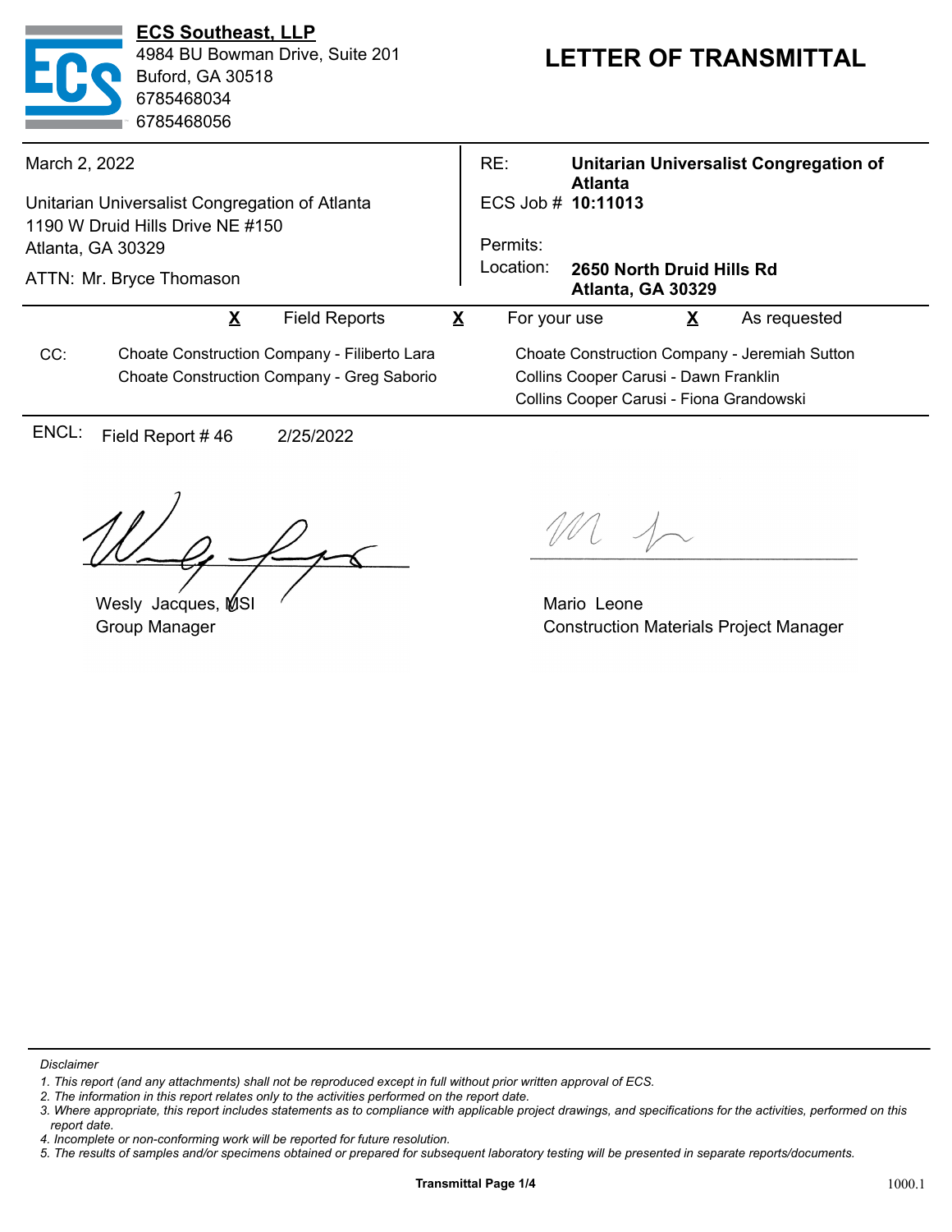**ECS Southeast, LLP**
4984 BU Bowman Drive, Suite 201
Buford, GA 30518
6785468034
6785468056

# LETTER OF TRANSMITTAL

March 2, 2022

Unitarian Universalist Congregation of Atlanta
1190 W Druid Hills Drive NE #150
Atlanta, GA 30329

ATTN: Mr. Bryce Thomason

RE: **Unitarian Universalist Congregation of Atlanta**
ECS Job # **10:11013**
Permits:
Location: **2650 North Druid Hills Rd Atlanta, GA 30329**

**X** Field Reports **X** For your use **X** As requested

CC:
Choate Construction Company - Filiberto Lara
Choate Construction Company - Greg Saborio
Choate Construction Company - Jeremiah Sutton
Collins Cooper Carusi - Dawn Franklin
Collins Cooper Carusi - Fiona Grandowski

ENCL: Field Report # 46 2/25/2022

Wesly Jacques, MSI
Group Manager

Mario Leone
Construction Materials Project Manager

*Disclaimer*

1. *This report (and any attachments) shall not be reproduced except in full without prior written approval of ECS.*
2. *The information in this report relates only to the activities performed on the report date.*
3. *Where appropriate, this report includes statements as to compliance with applicable project drawings, and specifications for the activities, performed on this report date.*
4. *Incomplete or non-conforming work will be reported for future resolution.*
5. *The results of samples and/or specimens obtained or prepared for subsequent laboratory testing will be presented in separate reports/documents.*

1000.1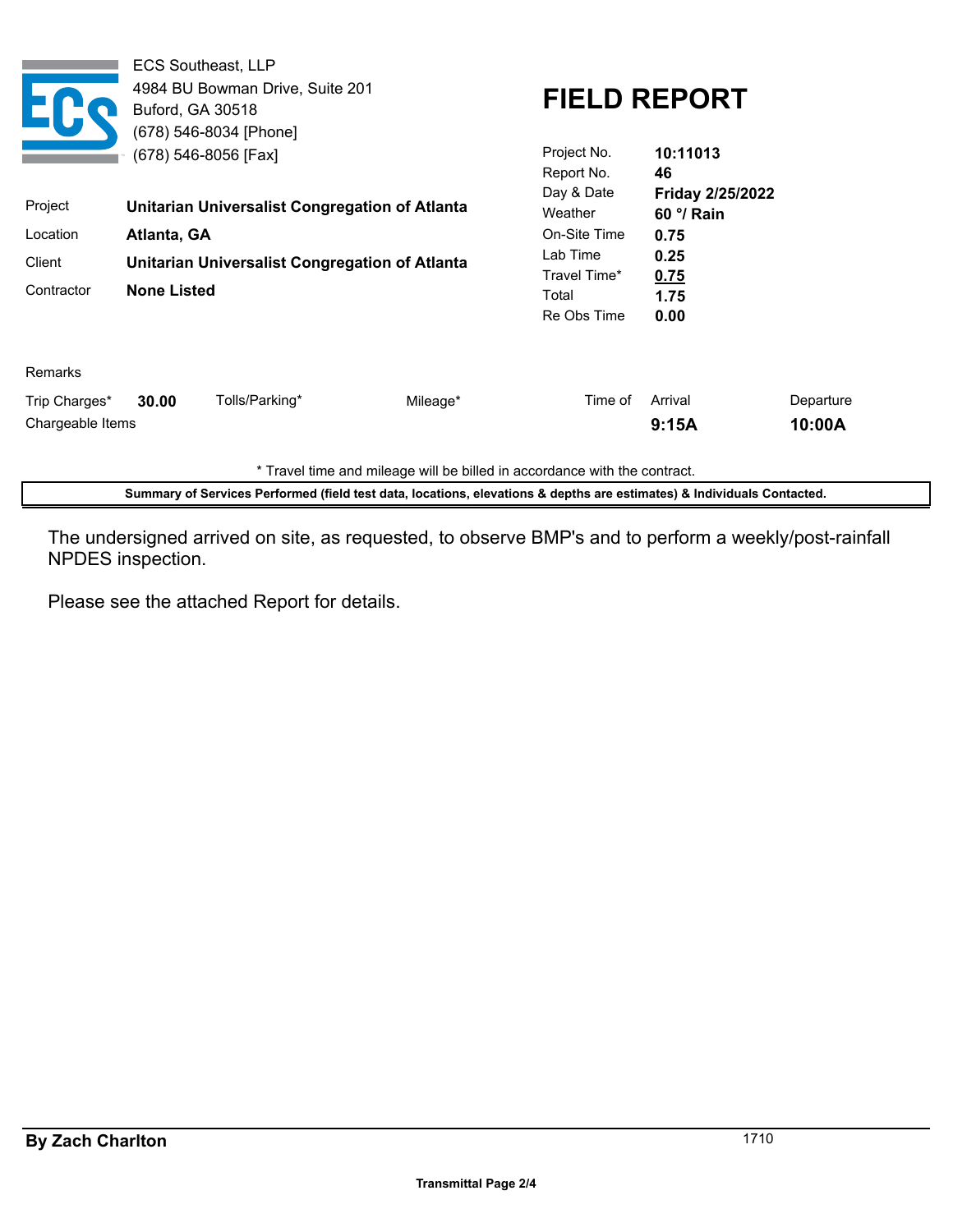ECS Southeast, LLP
4984 BU Bowman Drive, Suite 201
Buford, GA 30518
(678) 546-8034 [Phone]
(678) 546-8056 [Fax]

# FIELD REPORT

| | |
|---|---|
| Project No. | **10:11013** |
| Report No. | **46** |
| Day & Date | **Friday 2/25/2022** |
| Weather | **60 °/ Rain** |
| On-Site Time | **0.75** |
| Lab Time | **0.25** |
| Travel Time* | **0.75** |
| Total | **1.75** |
| Re Obs Time | **0.00** |

| | |
|---|---|
| Project | **Unitarian Universalist Congregation of Atlanta** |
| Location | **Atlanta, GA** |
| Client | **Unitarian Universalist Congregation of Atlanta** |
| Contractor | **None Listed** |

Remarks

| Trip Charges* | Tolls/Parking* | Mileage* | Time of Arrival | Departure |
|---|---|---|---|---|
| **30.00** | | | **9:15A** | **10:00A** |

Chargeable Items

\* Travel time and mileage will be billed in accordance with the contract.

**Summary of Services Performed (field test data, locations, elevations & depths are estimates) & Individuals Contacted.**

The undersigned arrived on site, as requested, to observe BMP's and to perform a weekly/post-rainfall NPDES inspection.

Please see the attached Report for details.

**By Zach Charlton** 1710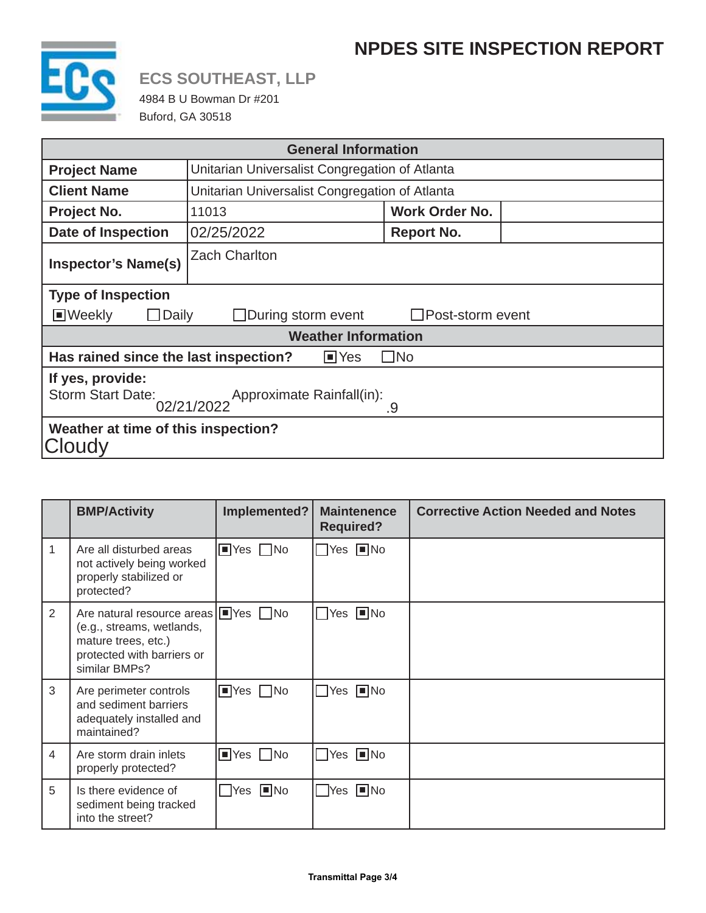# NPDES SITE INSPECTION REPORT

**ECS SOUTHEAST, LLP**
4984 B U Bowman Dr #201
Buford, GA 30518

| General Information | | | |
|---|---|---|---|
| **Project Name** | Unitarian Universalist Congregation of Atlanta | | |
| **Client Name** | Unitarian Universalist Congregation of Atlanta | | |
| **Project No.** | 11013 | **Work Order No.** | |
| **Date of Inspection** | 02/25/2022 | **Report No.** | |
| **Inspector's Name(s)** | Zach Charlton | | |

**Type of Inspection**

☒ Weekly ☐ Daily ☐ During storm event ☐ Post-storm event

**Weather Information**

**Has rained since the last inspection?** ☒ Yes ☐ No

**If yes, provide:**
Storm Start Date: 02/21/2022 Approximate Rainfall(in): .9

**Weather at time of this inspection?**
Cloudy

| | BMP/Activity | Implemented? | Maintenence Required? | Corrective Action Needed and Notes |
|---|---|---|---|---|
| 1 | Are all disturbed areas not actively being worked properly stabilized or protected? | ☒ Yes ☐ No | ☐ Yes ☒ No | |
| 2 | Are natural resource areas (e.g., streams, wetlands, mature trees, etc.) protected with barriers or similar BMPs? | ☒ Yes ☐ No | ☐ Yes ☒ No | |
| 3 | Are perimeter controls and sediment barriers adequately installed and maintained? | ☒ Yes ☐ No | ☐ Yes ☒ No | |
| 4 | Are storm drain inlets properly protected? | ☒ Yes ☐ No | ☐ Yes ☒ No | |
| 5 | Is there evidence of sediment being tracked into the street? | ☐ Yes ☒ No | ☐ Yes ☒ No | |

**Transmittal Page 3/4**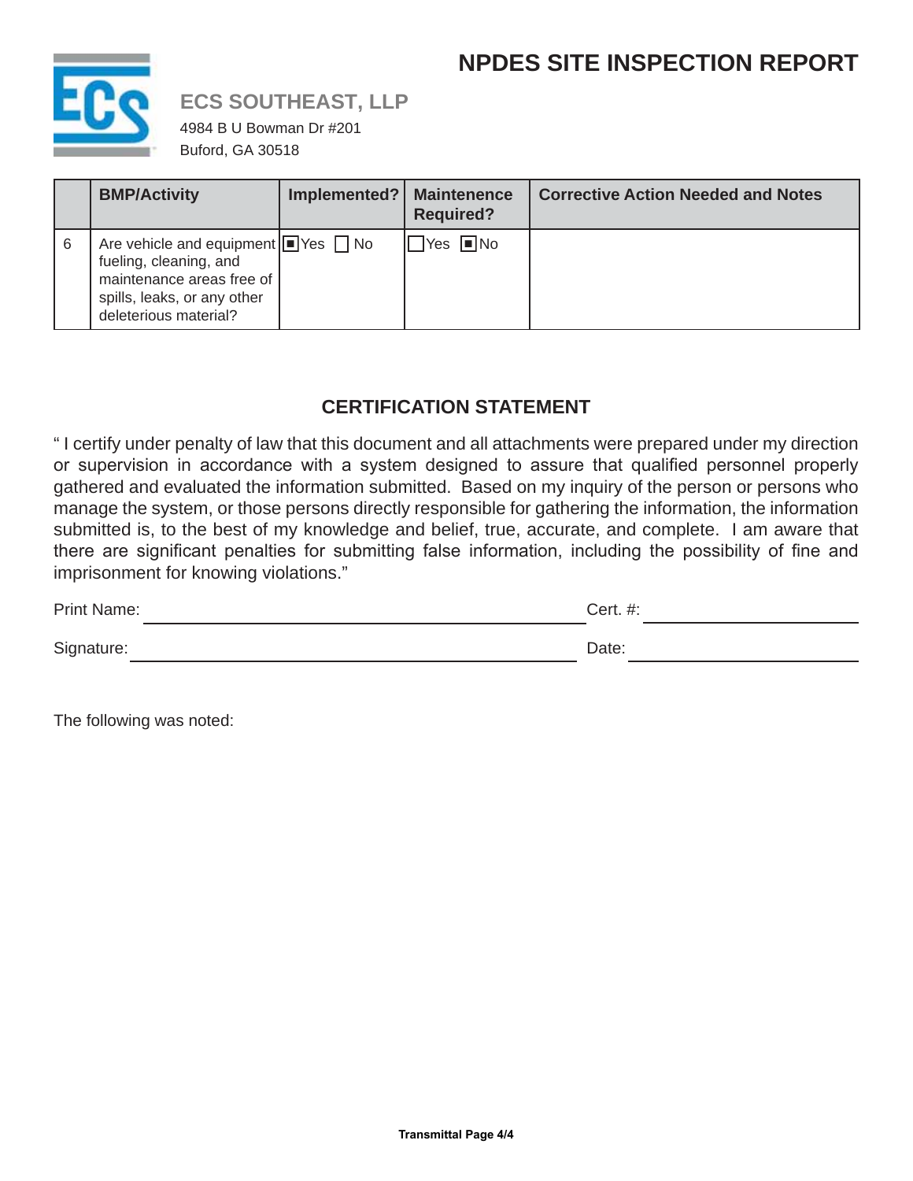# NPDES SITE INSPECTION REPORT

**ECS SOUTHEAST, LLP**

4984 B U Bowman Dr #201
Buford, GA 30518

| | BMP/Activity | Implemented? | Maintenence Required? | Corrective Action Needed and Notes |
|---|---|---|---|---|
| 6 | Are vehicle and equipment fueling, cleaning, and maintenance areas free of spills, leaks, or any other deleterious material? | ■ Yes ☐ No | ☐ Yes ■ No | |

## CERTIFICATION STATEMENT

" I certify under penalty of law that this document and all attachments were prepared under my direction or supervision in accordance with a system designed to assure that qualified personnel properly gathered and evaluated the information submitted. Based on my inquiry of the person or persons who manage the system, or those persons directly responsible for gathering the information, the information submitted is, to the best of my knowledge and belief, true, accurate, and complete. I am aware that there are significant penalties for submitting false information, including the possibility of fine and imprisonment for knowing violations."

Print Name: ______________________ Cert. #: ______________________

Signature: ______________________ Date: ______________________

The following was noted:

**Transmittal Page 4/4**